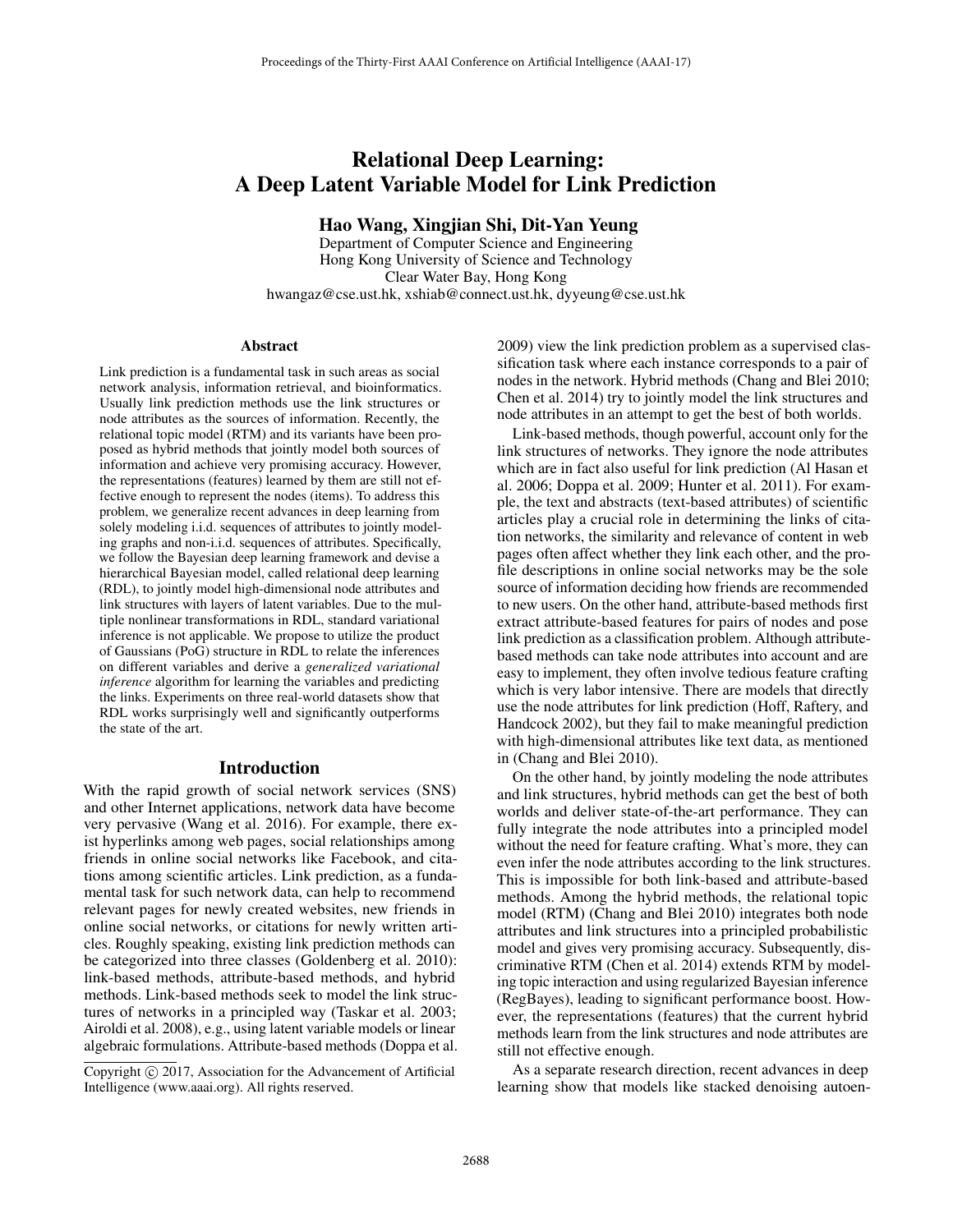# Relational Deep Learning: A Deep Latent Variable Model for Link Prediction

**Hao Wang, Xingjian Shi, Dit-Yan Yeung**

Department of Computer Science and Engineering
Hong Kong University of Science and Technology
Clear Water Bay, Hong Kong
hwangaz@cse.ust.hk, xshiab@connect.ust.hk, dyyeung@cse.ust.hk

## Abstract

Link prediction is a fundamental task in such areas as social network analysis, information retrieval, and bioinformatics. Usually link prediction methods use the link structures or node attributes as the sources of information. Recently, the relational topic model (RTM) and its variants have been proposed as hybrid methods that jointly model both sources of information and achieve very promising accuracy. However, the representations (features) learned by them are still not effective enough to represent the nodes (items). To address this problem, we generalize recent advances in deep learning from solely modeling i.i.d. sequences of attributes to jointly modeling graphs and non-i.i.d. sequences of attributes. Specifically, we follow the Bayesian deep learning framework and devise a hierarchical Bayesian model, called relational deep learning (RDL), to jointly model high-dimensional node attributes and link structures with layers of latent variables. Due to the multiple nonlinear transformations in RDL, standard variational inference is not applicable. We propose to utilize the product of Gaussians (PoG) structure in RDL to relate the inferences on different variables and derive a *generalized variational inference* algorithm for learning the variables and predicting the links. Experiments on three real-world datasets show that RDL works surprisingly well and significantly outperforms the state of the art.

## Introduction

With the rapid growth of social network services (SNS) and other Internet applications, network data have become very pervasive (Wang et al. 2016). For example, there exist hyperlinks among web pages, social relationships among friends in online social networks like Facebook, and citations among scientific articles. Link prediction, as a fundamental task for such network data, can help to recommend relevant pages for newly created websites, new friends in online social networks, or citations for newly written articles. Roughly speaking, existing link prediction methods can be categorized into three classes (Goldenberg et al. 2010): link-based methods, attribute-based methods, and hybrid methods. Link-based methods seek to model the link structures of networks in a principled way (Taskar et al. 2003; Airoldi et al. 2008), e.g., using latent variable models or linear algebraic formulations. Attribute-based methods (Doppa et al. 2009) view the link prediction problem as a supervised classification task where each instance corresponds to a pair of nodes in the network. Hybrid methods (Chang and Blei 2010; Chen et al. 2014) try to jointly model the link structures and node attributes in an attempt to get the best of both worlds.

Link-based methods, though powerful, account only for the link structures of networks. They ignore the node attributes which are in fact also useful for link prediction (Al Hasan et al. 2006; Doppa et al. 2009; Hunter et al. 2011). For example, the text and abstracts (text-based attributes) of scientific articles play a crucial role in determining the links of citation networks, the similarity and relevance of content in web pages often affect whether they link each other, and the profile descriptions in online social networks may be the sole source of information deciding how friends are recommended to new users. On the other hand, attribute-based methods first extract attribute-based features for pairs of nodes and pose link prediction as a classification problem. Although attribute-based methods can take node attributes into account and are easy to implement, they often involve tedious feature crafting which is very labor intensive. There are models that directly use the node attributes for link prediction (Hoff, Raftery, and Handcock 2002), but they fail to make meaningful prediction with high-dimensional attributes like text data, as mentioned in (Chang and Blei 2010).

On the other hand, by jointly modeling the node attributes and link structures, hybrid methods can get the best of both worlds and deliver state-of-the-art performance. They can fully integrate the node attributes into a principled model without the need for feature crafting. What's more, they can even infer the node attributes according to the link structures. This is impossible for both link-based and attribute-based methods. Among the hybrid methods, the relational topic model (RTM) (Chang and Blei 2010) integrates both node attributes and link structures into a principled probabilistic model and gives very promising accuracy. Subsequently, discriminative RTM (Chen et al. 2014) extends RTM by modeling topic interaction and using regularized Bayesian inference (RegBayes), leading to significant performance boost. However, the representations (features) that the current hybrid methods learn from the link structures and node attributes are still not effective enough.

As a separate research direction, recent advances in deep learning show that models like stacked denoising autoen-

Copyright © 2017, Association for the Advancement of Artificial Intelligence (www.aaai.org). All rights reserved.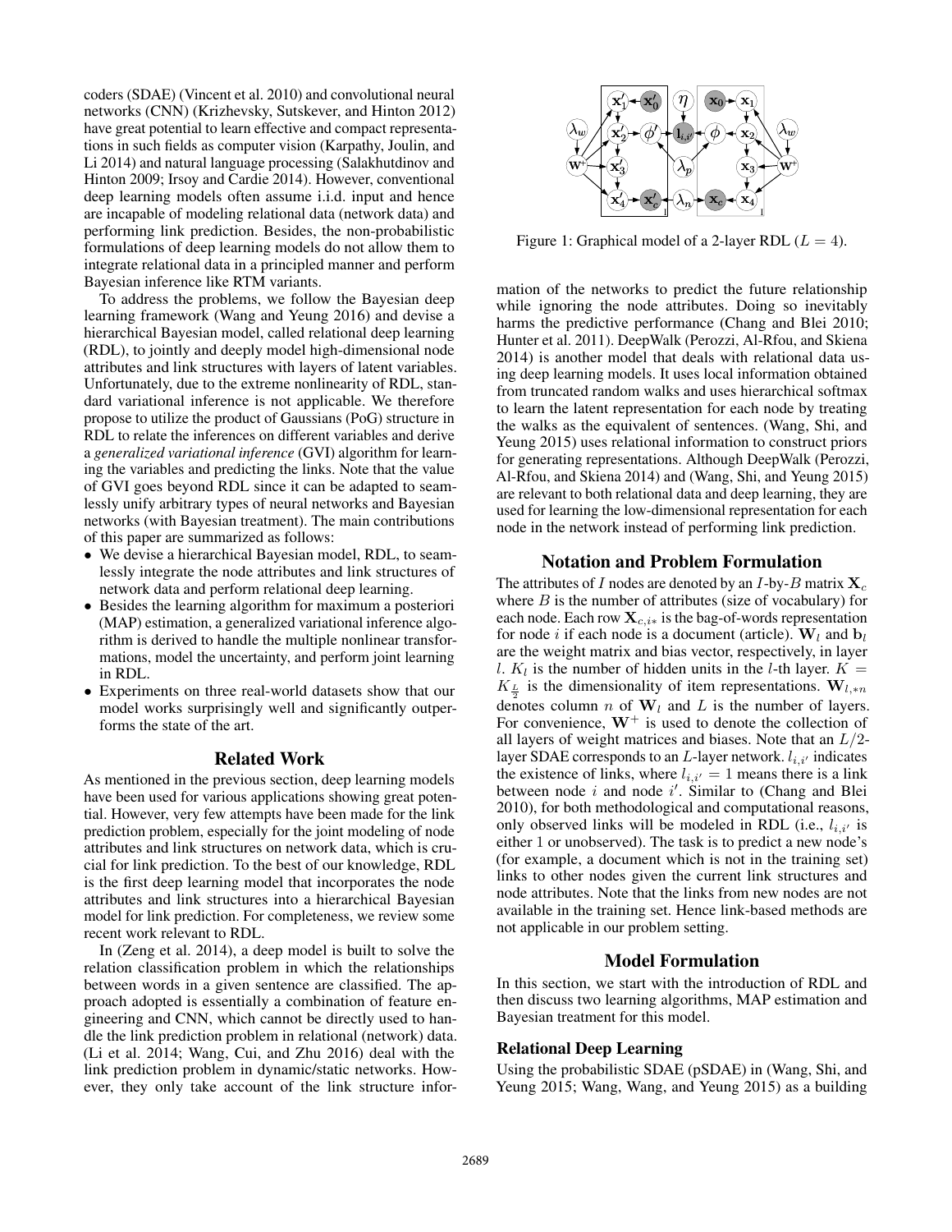coders (SDAE) (Vincent et al. 2010) and convolutional neural networks (CNN) (Krizhevsky, Sutskever, and Hinton 2012) have great potential to learn effective and compact representations in such fields as computer vision (Karpathy, Joulin, and Li 2014) and natural language processing (Salakhutdinov and Hinton 2009; Irsoy and Cardie 2014). However, conventional deep learning models often assume i.i.d. input and hence are incapable of modeling relational data (network data) and performing link prediction. Besides, the non-probabilistic formulations of deep learning models do not allow them to integrate relational data in a principled manner and perform Bayesian inference like RTM variants.

To address the problems, we follow the Bayesian deep learning framework (Wang and Yeung 2016) and devise a hierarchical Bayesian model, called relational deep learning (RDL), to jointly and deeply model high-dimensional node attributes and link structures with layers of latent variables. Unfortunately, due to the extreme nonlinearity of RDL, standard variational inference is not applicable. We therefore propose to utilize the product of Gaussians (PoG) structure in RDL to relate the inferences on different variables and derive a *generalized variational inference* (GVI) algorithm for learning the variables and predicting the links. Note that the value of GVI goes beyond RDL since it can be adapted to seamlessly unify arbitrary types of neural networks and Bayesian networks (with Bayesian treatment). The main contributions of this paper are summarized as follows:

- We devise a hierarchical Bayesian model, RDL, to seamlessly integrate the node attributes and link structures of network data and perform relational deep learning.
- Besides the learning algorithm for maximum a posteriori (MAP) estimation, a generalized variational inference algorithm is derived to handle the multiple nonlinear transformations, model the uncertainty, and perform joint learning in RDL.
- Experiments on three real-world datasets show that our model works surprisingly well and significantly outperforms the state of the art.

## Related Work

As mentioned in the previous section, deep learning models have been used for various applications showing great potential. However, very few attempts have been made for the link prediction problem, especially for the joint modeling of node attributes and link structures on network data, which is crucial for link prediction. To the best of our knowledge, RDL is the first deep learning model that incorporates the node attributes and link structures into a hierarchical Bayesian model for link prediction. For completeness, we review some recent work relevant to RDL.

In (Zeng et al. 2014), a deep model is built to solve the relation classification problem in which the relationships between words in a given sentence are classified. The approach adopted is essentially a combination of feature engineering and CNN, which cannot be directly used to handle the link prediction problem in relational (network) data. (Li et al. 2014; Wang, Cui, and Zhu 2016) deal with the link prediction problem in dynamic/static networks. However, they only take account of the link structure information of the networks to predict the future relationship while ignoring the node attributes. Doing so inevitably harms the predictive performance (Chang and Blei 2010; Hunter et al. 2011). DeepWalk (Perozzi, Al-Rfou, and Skiena 2014) is another model that deals with relational data using deep learning models. It uses local information obtained from truncated random walks and uses hierarchical softmax to learn the latent representation for each node by treating the walks as the equivalent of sentences. (Wang, Shi, and Yeung 2015) uses relational information to construct priors for generating representations. Although DeepWalk (Perozzi, Al-Rfou, and Skiena 2014) and (Wang, Shi, and Yeung 2015) are relevant to both relational data and deep learning, they are used for learning the low-dimensional representation for each node in the network instead of performing link prediction.

Figure 1: Graphical model of a 2-layer RDL ($L = 4$).

## Notation and Problem Formulation

The attributes of $I$ nodes are denoted by an $I$-by-$B$ matrix $\mathbf{X}_c$ where $B$ is the number of attributes (size of vocabulary) for each node. Each row $\mathbf{X}_{c,i*}$ is the bag-of-words representation for node $i$ if each node is a document (article). $\mathbf{W}_l$ and $\mathbf{b}_l$ are the weight matrix and bias vector, respectively, in layer $l$. $K_l$ is the number of hidden units in the $l$-th layer. $K = K_{\frac{L}{2}}$ is the dimensionality of item representations. $\mathbf{W}_{l,*n}$ denotes column $n$ of $\mathbf{W}_l$ and $L$ is the number of layers. For convenience, $\mathbf{W}^+$ is used to denote the collection of all layers of weight matrices and biases. Note that an $L/2$-layer SDAE corresponds to an $L$-layer network. $l_{i,i'}$ indicates the existence of links, where $l_{i,i'} = 1$ means there is a link between node $i$ and node $i'$. Similar to (Chang and Blei 2010), for both methodological and computational reasons, only observed links will be modeled in RDL (i.e., $l_{i,i'}$ is either 1 or unobserved). The task is to predict a new node's (for example, a document which is not in the training set) links to other nodes given the current link structures and node attributes. Note that the links from new nodes are not available in the training set. Hence link-based methods are not applicable in our problem setting.

## Model Formulation

In this section, we start with the introduction of RDL and then discuss two learning algorithms, MAP estimation and Bayesian treatment for this model.

### Relational Deep Learning

Using the probabilistic SDAE (pSDAE) in (Wang, Shi, and Yeung 2015; Wang, Wang, and Yeung 2015) as a building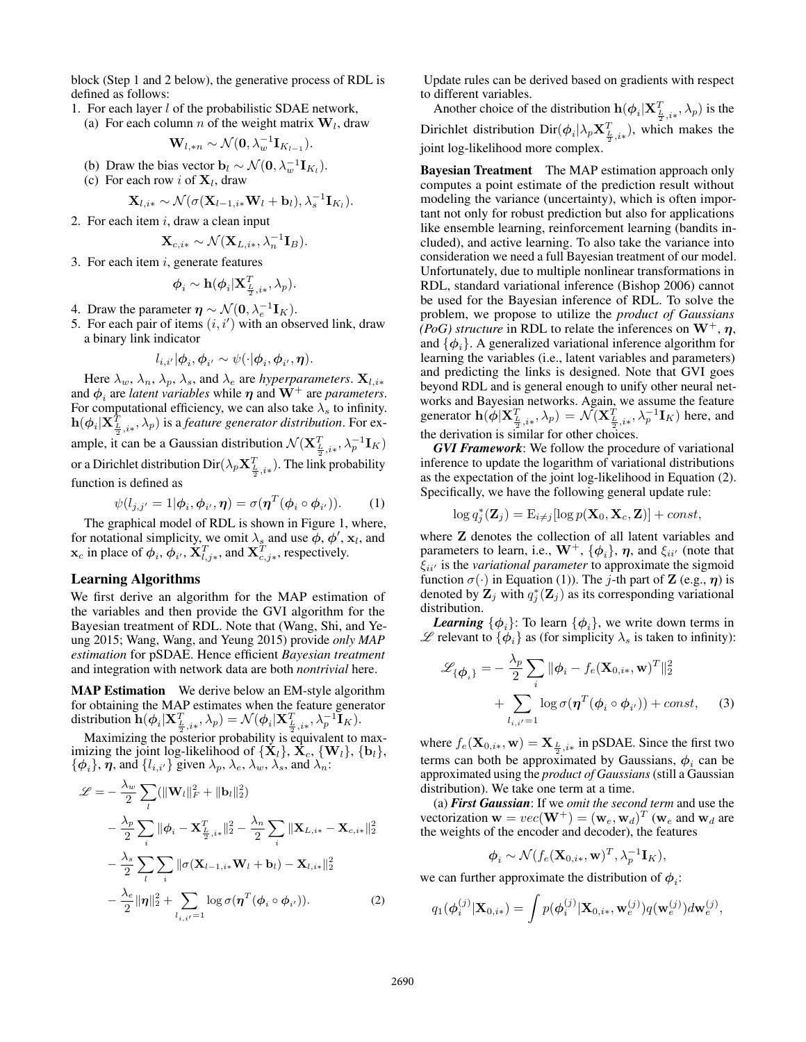block (Step 1 and 2 below), the generative process of RDL is defined as follows:

1. For each layer $l$ of the probabilistic SDAE network,
   (a) For each column $n$ of the weight matrix $\mathbf{W}_l$, draw
   $$\mathbf{W}_{l,*n} \sim \mathcal{N}(\mathbf{0}, \lambda_w^{-1}\mathbf{I}_{K_{l-1}}).$$
   (b) Draw the bias vector $\mathbf{b}_l \sim \mathcal{N}(\mathbf{0}, \lambda_w^{-1}\mathbf{I}_{K_l})$.
   (c) For each row $i$ of $\mathbf{X}_l$, draw
   $$\mathbf{X}_{l,i*} \sim \mathcal{N}(\sigma(\mathbf{X}_{l-1,i*}\mathbf{W}_l + \mathbf{b}_l), \lambda_s^{-1}\mathbf{I}_{K_l}).$$
2. For each item $i$, draw a clean input
   $$\mathbf{X}_{c,i*} \sim \mathcal{N}(\mathbf{X}_{L,i*}, \lambda_n^{-1}\mathbf{I}_B).$$
3. For each item $i$, generate features
   $$\boldsymbol{\phi}_i \sim \mathbf{h}(\boldsymbol{\phi}_i|\mathbf{X}_{\frac{L}{2},i*}^T, \lambda_p).$$
4. Draw the parameter $\boldsymbol{\eta} \sim \mathcal{N}(\mathbf{0}, \lambda_e^{-1}\mathbf{I}_K)$.
5. For each pair of items $(i, i')$ with an observed link, draw a binary link indicator
   $$l_{i,i'}|\boldsymbol{\phi}_i, \boldsymbol{\phi}_{i'} \sim \psi(\cdot|\boldsymbol{\phi}_i, \boldsymbol{\phi}_{i'}, \boldsymbol{\eta}).$$

Here $\lambda_w$, $\lambda_n$, $\lambda_p$, $\lambda_s$, and $\lambda_e$ are *hyperparameters*. $\mathbf{X}_{l,i*}$ and $\boldsymbol{\phi}_i$ are *latent variables* while $\boldsymbol{\eta}$ and $\mathbf{W}^+$ are *parameters*. For computational efficiency, we can also take $\lambda_s$ to infinity. $\mathbf{h}(\boldsymbol{\phi}_i|\mathbf{X}_{\frac{L}{2},i*}^T, \lambda_p)$ is a *feature generator distribution*. For example, it can be a Gaussian distribution $\mathcal{N}(\mathbf{X}_{\frac{L}{2},i*}^T, \lambda_p^{-1}\mathbf{I}_K)$ or a Dirichlet distribution $\text{Dir}(\lambda_p\mathbf{X}_{\frac{L}{2},i*}^T)$. The link probability function is defined as

$$\psi(l_{j,j'} = 1|\boldsymbol{\phi}_i, \boldsymbol{\phi}_{i'}, \boldsymbol{\eta}) = \sigma(\boldsymbol{\eta}^T(\boldsymbol{\phi}_i \circ \boldsymbol{\phi}_{i'})). \tag{1}$$

The graphical model of RDL is shown in Figure 1, where, for notational simplicity, we omit $\lambda_s$ and use $\boldsymbol{\phi}$, $\boldsymbol{\phi}'$, $\mathbf{x}_l$, and $\mathbf{x}_c$ in place of $\boldsymbol{\phi}_i$, $\boldsymbol{\phi}_{i'}$, $\mathbf{X}_{l,j*}^T$, and $\mathbf{X}_{c,j*}^T$, respectively.

## Learning Algorithms

We first derive an algorithm for the MAP estimation of the variables and then provide the GVI algorithm for the Bayesian treatment of RDL. Note that (Wang, Shi, and Yeung 2015; Wang, Wang, and Yeung 2015) provide *only MAP estimation* for pSDAE. Hence efficient *Bayesian treatment* and integration with network data are both *nontrivial* here.

**MAP Estimation** We derive below an EM-style algorithm for obtaining the MAP estimates when the feature generator distribution $\mathbf{h}(\boldsymbol{\phi}_i|\mathbf{X}_{\frac{L}{2},i*}^T, \lambda_p) = \mathcal{N}(\boldsymbol{\phi}_i|\mathbf{X}_{\frac{L}{2},i*}^T, \lambda_p^{-1}\mathbf{I}_K)$.

Maximizing the posterior probability is equivalent to maximizing the joint log-likelihood of $\{\mathbf{X}_l\}$, $\mathbf{X}_c$, $\{\mathbf{W}_l\}$, $\{\mathbf{b}_l\}$, $\{\boldsymbol{\phi}_i\}$, $\boldsymbol{\eta}$, and $\{l_{i,i'}\}$ given $\lambda_p$, $\lambda_e$, $\lambda_w$, $\lambda_s$, and $\lambda_n$:

$$\begin{aligned}
\mathscr{L} = &-\frac{\lambda_w}{2}\sum_l(\|\mathbf{W}_l\|_F^2 + \|\mathbf{b}_l\|_2^2) \\
&- \frac{\lambda_p}{2}\sum_i \|\boldsymbol{\phi}_i - \mathbf{X}_{\frac{L}{2},i*}^T\|_2^2 - \frac{\lambda_n}{2}\sum_i \|\mathbf{X}_{L,i*} - \mathbf{X}_{c,i*}\|_2^2 \\
&- \frac{\lambda_s}{2}\sum_l\sum_i \|\sigma(\mathbf{X}_{l-1,i*}\mathbf{W}_l + \mathbf{b}_l) - \mathbf{X}_{l,i*}\|_2^2 \\
&- \frac{\lambda_e}{2}\|\boldsymbol{\eta}\|_2^2 + \sum_{l_{i,i'}=1} \log\sigma(\boldsymbol{\eta}^T(\boldsymbol{\phi}_i \circ \boldsymbol{\phi}_{i'})).
\end{aligned} \tag{2}$$

Update rules can be derived based on gradients with respect to different variables.

Another choice of the distribution $\mathbf{h}(\boldsymbol{\phi}_i|\mathbf{X}_{\frac{L}{2},i*}^T, \lambda_p)$ is the Dirichlet distribution $\text{Dir}(\boldsymbol{\phi}_i|\lambda_p\mathbf{X}_{\frac{L}{2},i*}^T)$, which makes the joint log-likelihood more complex.

**Bayesian Treatment** The MAP estimation approach only computes a point estimate of the prediction result without modeling the variance (uncertainty), which is often important not only for robust prediction but also for applications like ensemble learning, reinforcement learning (bandits included), and active learning. To also take the variance into consideration we need a full Bayesian treatment of our model. Unfortunately, due to multiple nonlinear transformations in RDL, standard variational inference (Bishop 2006) cannot be used for the Bayesian inference of RDL. To solve the problem, we propose to utilize the *product of Gaussians (PoG) structure* in RDL to relate the inferences on $\mathbf{W}^+$, $\boldsymbol{\eta}$, and $\{\boldsymbol{\phi}_i\}$. A generalized variational inference algorithm for learning the variables (i.e., latent variables and parameters) and predicting the links is designed. Note that GVI goes beyond RDL and is general enough to unify other neural networks and Bayesian networks. Again, we assume the feature generator $\mathbf{h}(\boldsymbol{\phi}|\mathbf{X}_{\frac{L}{2},i*}^T, \lambda_p) = \mathcal{N}(\mathbf{X}_{\frac{L}{2},i*}^T, \lambda_p^{-1}\mathbf{I}_K)$ here, and the derivation is similar for other choices.

***GVI Framework***: We follow the procedure of variational inference to update the logarithm of variational distributions as the expectation of the joint log-likelihood in Equation (2). Specifically, we have the following general update rule:

$$\log q_j^*(\mathbf{Z}_j) = \text{E}_{i \neq j}[\log p(\mathbf{X}_0, \mathbf{X}_c, \mathbf{Z})] + const,$$

where $\mathbf{Z}$ denotes the collection of all latent variables and parameters to learn, i.e., $\mathbf{W}^+$, $\{\boldsymbol{\phi}_i\}$, $\boldsymbol{\eta}$, and $\xi_{ii'}$ (note that $\xi_{ii'}$ is the *variational parameter* to approximate the sigmoid function $\sigma(\cdot)$ in Equation (1)). The $j$-th part of $\mathbf{Z}$ (e.g., $\boldsymbol{\eta}$) is denoted by $\mathbf{Z}_j$ with $q_j^*(\mathbf{Z}_j)$ as its corresponding variational distribution.

***Learning*** $\{\boldsymbol{\phi}_i\}$: To learn $\{\boldsymbol{\phi}_i\}$, we write down terms in $\mathscr{L}$ relevant to $\{\boldsymbol{\phi}_i\}$ as (for simplicity $\lambda_s$ is taken to infinity):

$$\begin{aligned}
\mathscr{L}_{\{\boldsymbol{\phi}_i\}} = &-\frac{\lambda_p}{2}\sum_i \|\boldsymbol{\phi}_i - f_e(\mathbf{X}_{0,i*}, \mathbf{w})^T\|_2^2 \\
&+ \sum_{l_{i,i'}=1} \log\sigma(\boldsymbol{\eta}^T(\boldsymbol{\phi}_i \circ \boldsymbol{\phi}_{i'})) + const,
\end{aligned} \tag{3}$$

where $f_e(\mathbf{X}_{0,i*}, \mathbf{w}) = \mathbf{X}_{\frac{L}{2},i*}$ in pSDAE. Since the first two terms can both be approximated by Gaussians, $\boldsymbol{\phi}_i$ can be approximated using the *product of Gaussians* (still a Gaussian distribution). We take one term at a time.

(a) ***First Gaussian***: If we *omit the second term* and use the vectorization $\mathbf{w} = vec(\mathbf{W}^+) = (\mathbf{w}_e, \mathbf{w}_d)^T$ ($\mathbf{w}_e$ and $\mathbf{w}_d$ are the weights of the encoder and decoder), the features

$$\boldsymbol{\phi}_i \sim \mathcal{N}(f_e(\mathbf{X}_{0,i*}, \mathbf{w})^T, \lambda_p^{-1}\mathbf{I}_K),$$

we can further approximate the distribution of $\boldsymbol{\phi}_i$:

$$q_1(\boldsymbol{\phi}_i^{(j)}|\mathbf{X}_{0,i*}) = \int p(\boldsymbol{\phi}_i^{(j)}|\mathbf{X}_{0,i*}, \mathbf{w}_e^{(j)})q(\mathbf{w}_e^{(j)})d\mathbf{w}_e^{(j)},$$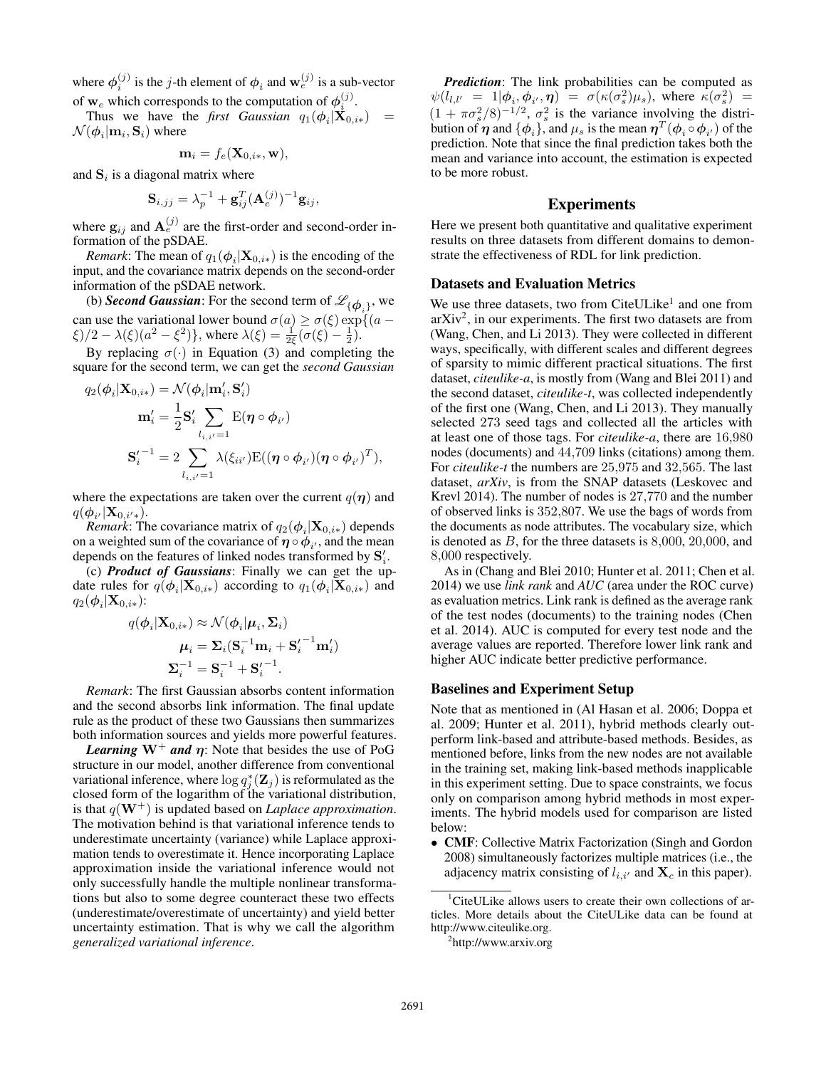where $\boldsymbol{\phi}_i^{(j)}$ is the $j$-th element of $\boldsymbol{\phi}_i$ and $\mathbf{w}_e^{(j)}$ is a sub-vector of $\mathbf{w}_e$ which corresponds to the computation of $\boldsymbol{\phi}_i^{(j)}$.

Thus we have the *first Gaussian* $q_1(\boldsymbol{\phi}_i|\mathbf{X}_{0,i*}) = \mathcal{N}(\boldsymbol{\phi}_i|\mathbf{m}_i, \mathbf{S}_i)$ where

$$\mathbf{m}_i = f_e(\mathbf{X}_{0,i*}, \mathbf{w}),$$

and $\mathbf{S}_i$ is a diagonal matrix where

$$\mathbf{S}_{i,jj} = \lambda_p^{-1} + \mathbf{g}_{ij}^T(\mathbf{A}_e^{(j)})^{-1}\mathbf{g}_{ij},$$

where $\mathbf{g}_{ij}$ and $\mathbf{A}_e^{(j)}$ are the first-order and second-order information of the pSDAE.

*Remark*: The mean of $q_1(\boldsymbol{\phi}_i|\mathbf{X}_{0,i*})$ is the encoding of the input, and the covariance matrix depends on the second-order information of the pSDAE network.

(b) ***Second Gaussian***: For the second term of $\mathscr{L}_{\{\boldsymbol{\phi}_i\}}$, we can use the variational lower bound $\sigma(a) \geq \sigma(\xi)\exp\{(a - \xi)/2 - \lambda(\xi)(a^2 - \xi^2)\}$, where $\lambda(\xi) = \frac{1}{2\xi}(\sigma(\xi) - \frac{1}{2})$.

By replacing $\sigma(\cdot)$ in Equation (3) and completing the square for the second term, we can get the *second Gaussian*

$$q_2(\boldsymbol{\phi}_i|\mathbf{X}_{0,i*}) = \mathcal{N}(\boldsymbol{\phi}_i|\mathbf{m}_i', \mathbf{S}_i')$$

$$\mathbf{m}_i' = \frac{1}{2}\mathbf{S}_i' \sum_{l_{i,i'}=1} \mathrm{E}(\boldsymbol{\eta} \circ \boldsymbol{\phi}_{i'})$$

$$\mathbf{S}_i'^{-1} = 2\sum_{l_{i,i'}=1} \lambda(\xi_{ii'})\mathrm{E}((\boldsymbol{\eta} \circ \boldsymbol{\phi}_{i'})(\boldsymbol{\eta} \circ \boldsymbol{\phi}_{i'})^T),$$

where the expectations are taken over the current $q(\boldsymbol{\eta})$ and $q(\boldsymbol{\phi}_{i'}|\mathbf{X}_{0,i'*})$.

*Remark*: The covariance matrix of $q_2(\boldsymbol{\phi}_i|\mathbf{X}_{0,i*})$ depends on a weighted sum of the covariance of $\boldsymbol{\eta} \circ \boldsymbol{\phi}_{i'}$, and the mean depends on the features of linked nodes transformed by $\mathbf{S}_i'$.

(c) ***Product of Gaussians***: Finally we can get the update rules for $q(\boldsymbol{\phi}_i|\mathbf{X}_{0,i*})$ according to $q_1(\boldsymbol{\phi}_i|\mathbf{X}_{0,i*})$ and $q_2(\boldsymbol{\phi}_i|\mathbf{X}_{0,i*})$:

$$q(\boldsymbol{\phi}_i|\mathbf{X}_{0,i*}) \approx \mathcal{N}(\boldsymbol{\phi}_i|\boldsymbol{\mu}_i, \boldsymbol{\Sigma}_i)$$

$$\boldsymbol{\mu}_i = \boldsymbol{\Sigma}_i(\mathbf{S}_i^{-1}\mathbf{m}_i + \mathbf{S}_i'^{-1}\mathbf{m}_i')$$

$$\boldsymbol{\Sigma}_i^{-1} = \mathbf{S}_i^{-1} + \mathbf{S}_i'^{-1}.$$

*Remark*: The first Gaussian absorbs content information and the second absorbs link information. The final update rule as the product of these two Gaussians then summarizes both information sources and yields more powerful features.

***Learning*** $\mathbf{W}^+$ ***and*** $\boldsymbol{\eta}$: Note that besides the use of PoG structure in our model, another difference from conventional variational inference, where $\log q_j^*(\mathbf{Z}_j)$ is reformulated as the closed form of the logarithm of the variational distribution, is that $q(\mathbf{W}^+)$ is updated based on *Laplace approximation*. The motivation behind is that variational inference tends to underestimate uncertainty (variance) while Laplace approximation tends to overestimate it. Hence incorporating Laplace approximation inside the variational inference would not only successfully handle the multiple nonlinear transformations but also to some degree counteract these two effects (underestimate/overestimate of uncertainty) and yield better uncertainty estimation. That is why we call the algorithm *generalized variational inference*.

***Prediction***: The link probabilities can be computed as $\psi(l_{l,l'} = 1|\boldsymbol{\phi}_i, \boldsymbol{\phi}_{i'}, \boldsymbol{\eta}) = \sigma(\kappa(\sigma_s^2)\mu_s)$, where $\kappa(\sigma_s^2) = (1 + \pi\sigma_s^2/8)^{-1/2}$, $\sigma_s^2$ is the variance involving the distribution of $\boldsymbol{\eta}$ and $\{\boldsymbol{\phi}_i\}$, and $\mu_s$ is the mean $\boldsymbol{\eta}^T(\boldsymbol{\phi}_i \circ \boldsymbol{\phi}_{i'})$ of the prediction. Note that since the final prediction takes both the mean and variance into account, the estimation is expected to be more robust.

## Experiments

Here we present both quantitative and qualitative experiment results on three datasets from different domains to demonstrate the effectiveness of RDL for link prediction.

### Datasets and Evaluation Metrics

We use three datasets, two from CiteULike[1] and one from arXiv[2], in our experiments. The first two datasets are from (Wang, Chen, and Li 2013). They were collected in different ways, specifically, with different scales and different degrees of sparsity to mimic different practical situations. The first dataset, *citeulike-a*, is mostly from (Wang and Blei 2011) and the second dataset, *citeulike-t*, was collected independently of the first one (Wang, Chen, and Li 2013). They manually selected 273 seed tags and collected all the articles with at least one of those tags. For *citeulike-a*, there are 16,980 nodes (documents) and 44,709 links (citations) among them. For *citeulike-t* the numbers are 25,975 and 32,565. The last dataset, *arXiv*, is from the SNAP datasets (Leskovec and Krevl 2014). The number of nodes is 27,770 and the number of observed links is 352,807. We use the bags of words from the documents as node attributes. The vocabulary size, which is denoted as $B$, for the three datasets is 8,000, 20,000, and 8,000 respectively.

As in (Chang and Blei 2010; Hunter et al. 2011; Chen et al. 2014) we use *link rank* and *AUC* (area under the ROC curve) as evaluation metrics. Link rank is defined as the average rank of the test nodes (documents) to the training nodes (Chen et al. 2014). AUC is computed for every test node and the average values are reported. Therefore lower link rank and higher AUC indicate better predictive performance.

### Baselines and Experiment Setup

Note that as mentioned in (Al Hasan et al. 2006; Doppa et al. 2009; Hunter et al. 2011), hybrid methods clearly outperform link-based and attribute-based methods. Besides, as mentioned before, links from the new nodes are not available in the training set, making link-based methods inapplicable in this experiment setting. Due to space constraints, we focus only on comparison among hybrid methods in most experiments. The hybrid models used for comparison are listed below:

- **CMF**: Collective Matrix Factorization (Singh and Gordon 2008) simultaneously factorizes multiple matrices (i.e., the adjacency matrix consisting of $l_{i,i'}$ and $\mathbf{X}_c$ in this paper).

[1] CiteULike allows users to create their own collections of articles. More details about the CiteULike data can be found at http://www.citeulike.org.

[2] http://www.arxiv.org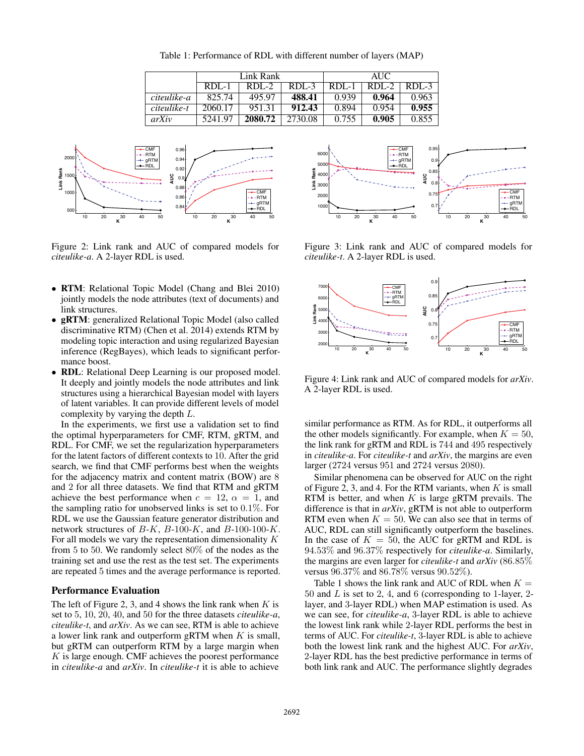Table 1: Performance of RDL with different number of layers (MAP)

| | Link Rank | | | AUC | | |
|---|---|---|---|---|---|---|
| | RDL-1 | RDL-2 | RDL-3 | RDL-1 | RDL-2 | RDL-3 |
| *citeulike-a* | 825.74 | 495.97 | **488.41** | 0.939 | **0.964** | 0.963 |
| *citeulike-t* | 2060.17 | 951.31 | **912.43** | 0.894 | 0.954 | **0.955** |
| *arXiv* | 5241.97 | **2080.72** | 2730.08 | 0.755 | **0.905** | 0.855 |

Figure 2: Link rank and AUC of compared models for *citeulike-a*. A 2-layer RDL is used.

Figure 3: Link rank and AUC of compared models for *citeulike-t*. A 2-layer RDL is used.

Figure 4: Link rank and AUC of compared models for *arXiv*. A 2-layer RDL is used.

- **RTM**: Relational Topic Model (Chang and Blei 2010) jointly models the node attributes (text of documents) and link structures.
- **gRTM**: generalized Relational Topic Model (also called discriminative RTM) (Chen et al. 2014) extends RTM by modeling topic interaction and using regularized Bayesian inference (RegBayes), which leads to significant performance boost.
- **RDL**: Relational Deep Learning is our proposed model. It deeply and jointly models the node attributes and link structures using a hierarchical Bayesian model with layers of latent variables. It can provide different levels of model complexity by varying the depth $L$.

In the experiments, we first use a validation set to find the optimal hyperparameters for CMF, RTM, gRTM, and RDL. For CMF, we set the regularization hyperparameters for the latent factors of different contexts to 10. After the grid search, we find that CMF performs best when the weights for the adjacency matrix and content matrix (BOW) are 8 and 2 for all three datasets. We find that RTM and gRTM achieve the best performance when $c = 12$, $\alpha = 1$, and the sampling ratio for unobserved links is set to $0.1\%$. For RDL we use the Gaussian feature generator distribution and network structures of $B$-$K$, $B$-100-$K$, and $B$-100-100-$K$. For all models we vary the representation dimensionality $K$ from 5 to 50. We randomly select $80\%$ of the nodes as the training set and use the rest as the test set. The experiments are repeated 5 times and the average performance is reported.

### Performance Evaluation

The left of Figure 2, 3, and 4 shows the link rank when $K$ is set to 5, 10, 20, 40, and 50 for the three datasets *citeulike-a*, *citeulike-t*, and *arXiv*. As we can see, RTM is able to achieve a lower link rank and outperform gRTM when $K$ is small, but gRTM can outperform RTM by a large margin when $K$ is large enough. CMF achieves the poorest performance in *citeulike-a* and *arXiv*. In *citeulike-t* it is able to achieve similar performance as RTM. As for RDL, it outperforms all the other models significantly. For example, when $K = 50$, the link rank for gRTM and RDL is 744 and 495 respectively in *citeulike-a*. For *citeulike-t* and *arXiv*, the margins are even larger (2724 versus 951 and 2724 versus 2080).

Similar phenomena can be observed for AUC on the right of Figure 2, 3, and 4. For the RTM variants, when $K$ is small RTM is better, and when $K$ is large gRTM prevails. The difference is that in *arXiv*, gRTM is not able to outperform RTM even when $K = 50$. We can also see that in terms of AUC, RDL can still significantly outperform the baselines. In the case of $K = 50$, the AUC for gRTM and RDL is $94.53\%$ and $96.37\%$ respectively for *citeulike-a*. Similarly, the margins are even larger for *citeulike-t* and *arXiv* ($86.85\%$ versus $96.37\%$ and $86.78\%$ versus $90.52\%$).

Table 1 shows the link rank and AUC of RDL when $K = 50$ and $L$ is set to 2, 4, and 6 (corresponding to 1-layer, 2-layer, and 3-layer RDL) when MAP estimation is used. As we can see, for *citeulike-a*, 3-layer RDL is able to achieve the lowest link rank while 2-layer RDL performs the best in terms of AUC. For *citeulike-t*, 3-layer RDL is able to achieve both the lowest link rank and the highest AUC. For *arXiv*, 2-layer RDL has the best predictive performance in terms of both link rank and AUC. The performance slightly degrades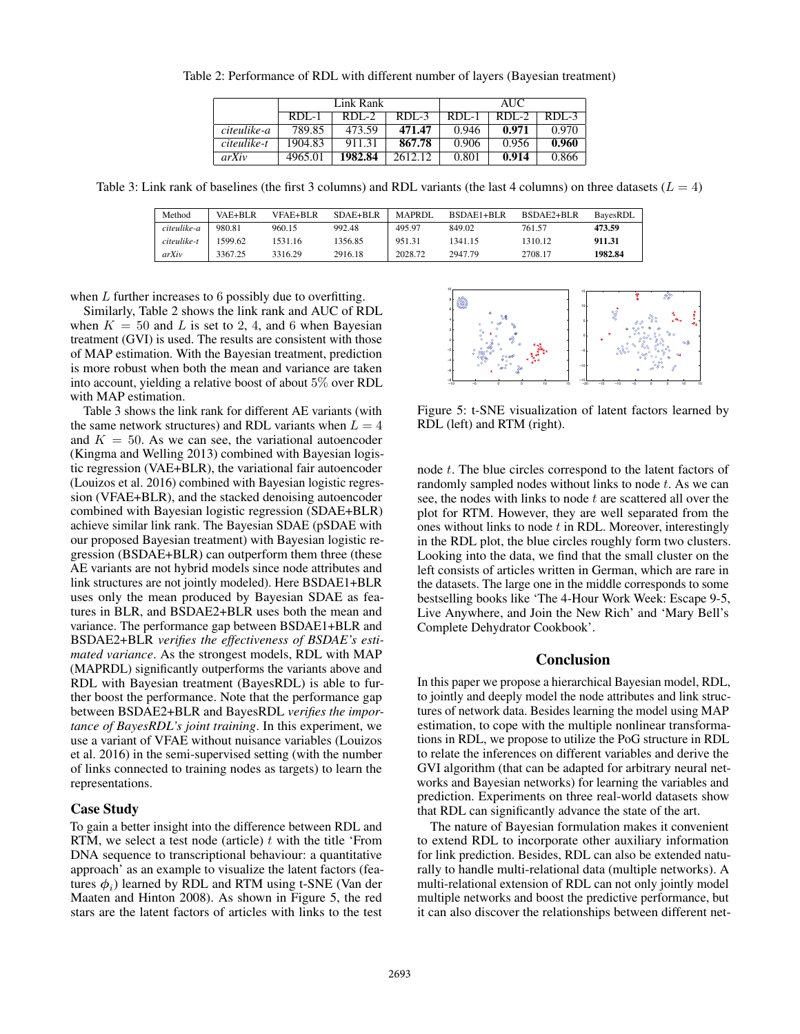Table 2: Performance of RDL with different number of layers (Bayesian treatment)

| | Link Rank | | | AUC | | |
|---|---|---|---|---|---|---|
| | RDL-1 | RDL-2 | RDL-3 | RDL-1 | RDL-2 | RDL-3 |
| *citeulike-a* | 789.85 | 473.59 | **471.47** | 0.946 | **0.971** | 0.970 |
| *citeulike-t* | 1904.83 | 911.31 | **867.78** | 0.906 | 0.956 | **0.960** |
| *arXiv* | 4965.01 | **1982.84** | 2612.12 | 0.801 | **0.914** | 0.866 |

Table 3: Link rank of baselines (the first 3 columns) and RDL variants (the last 4 columns) on three datasets ($L = 4$)

| Method | VAE+BLR | VFAE+BLR | SDAE+BLR | MAPRDL | BSDAE1+BLR | BSDAE2+BLR | BayesRDL |
|---|---|---|---|---|---|---|---|
| *citeulike-a* | 980.81 | 960.15 | 992.48 | 495.97 | 849.02 | 761.57 | **473.59** |
| *citeulike-t* | 1599.62 | 1531.16 | 1356.85 | 951.31 | 1341.15 | 1310.12 | **911.31** |
| *arXiv* | 3367.25 | 3316.29 | 2916.18 | 2028.72 | 2947.79 | 2708.17 | **1982.84** |

when $L$ further increases to 6 possibly due to overfitting.

Similarly, Table 2 shows the link rank and AUC of RDL when $K = 50$ and $L$ is set to 2, 4, and 6 when Bayesian treatment (GVI) is used. The results are consistent with those of MAP estimation. With the Bayesian treatment, prediction is more robust when both the mean and variance are taken into account, yielding a relative boost of about 5% over RDL with MAP estimation.

Table 3 shows the link rank for different AE variants (with the same network structures) and RDL variants when $L = 4$ and $K = 50$. As we can see, the variational autoencoder (Kingma and Welling 2013) combined with Bayesian logistic regression (VAE+BLR), the variational fair autoencoder (Louizos et al. 2016) combined with Bayesian logistic regression (VFAE+BLR), and the stacked denoising autoencoder combined with Bayesian logistic regression (SDAE+BLR) achieve similar link rank. The Bayesian SDAE (pSDAE with our proposed Bayesian treatment) with Bayesian logistic regression (BSDAE+BLR) can outperform them three (these AE variants are not hybrid models since node attributes and link structures are not jointly modeled). Here BSDAE1+BLR uses only the mean produced by Bayesian SDAE as features in BLR, and BSDAE2+BLR uses both the mean and variance. The performance gap between BSDAE1+BLR and BSDAE2+BLR *verifies the effectiveness of BSDAE's estimated variance*. As the strongest models, RDL with MAP (MAPRDL) significantly outperforms the variants above and RDL with Bayesian treatment (BayesRDL) is able to further boost the performance. Note that the performance gap between BSDAE2+BLR and BayesRDL *verifies the importance of BayesRDL's joint training*. In this experiment, we use a variant of VFAE without nuisance variables (Louizos et al. 2016) in the semi-supervised setting (with the number of links connected to training nodes as targets) to learn the representations.

### Case Study

To gain a better insight into the difference between RDL and RTM, we select a test node (article) $t$ with the title 'From DNA sequence to transcriptional behaviour: a quantitative approach' as an example to visualize the latent factors (features $\phi_i$) learned by RDL and RTM using t-SNE (Van der Maaten and Hinton 2008). As shown in Figure 5, the red stars are the latent factors of articles with links to the test node $t$. The blue circles correspond to the latent factors of randomly sampled nodes without links to node $t$. As we can see, the nodes with links to node $t$ are scattered all over the plot for RTM. However, they are well separated from the ones without links to node $t$ in RDL. Moreover, interestingly in the RDL plot, the blue circles roughly form two clusters. Looking into the data, we find that the small cluster on the left consists of articles written in German, which are rare in the datasets. The large one in the middle corresponds to some bestselling books like 'The 4-Hour Work Week: Escape 9-5, Live Anywhere, and Join the New Rich' and 'Mary Bell's Complete Dehydrator Cookbook'.

Figure 5: t-SNE visualization of latent factors learned by RDL (left) and RTM (right).

## Conclusion

In this paper we propose a hierarchical Bayesian model, RDL, to jointly and deeply model the node attributes and link structures of network data. Besides learning the model using MAP estimation, to cope with the multiple nonlinear transformations in RDL, we propose to utilize the PoG structure in RDL to relate the inferences on different variables and derive the GVI algorithm (that can be adapted for arbitrary neural networks and Bayesian networks) for learning the variables and prediction. Experiments on three real-world datasets show that RDL can significantly advance the state of the art.

The nature of Bayesian formulation makes it convenient to extend RDL to incorporate other auxiliary information for link prediction. Besides, RDL can also be extended naturally to handle multi-relational data (multiple networks). A multi-relational extension of RDL can not only jointly model multiple networks and boost the predictive performance, but it can also discover the relationships between different net-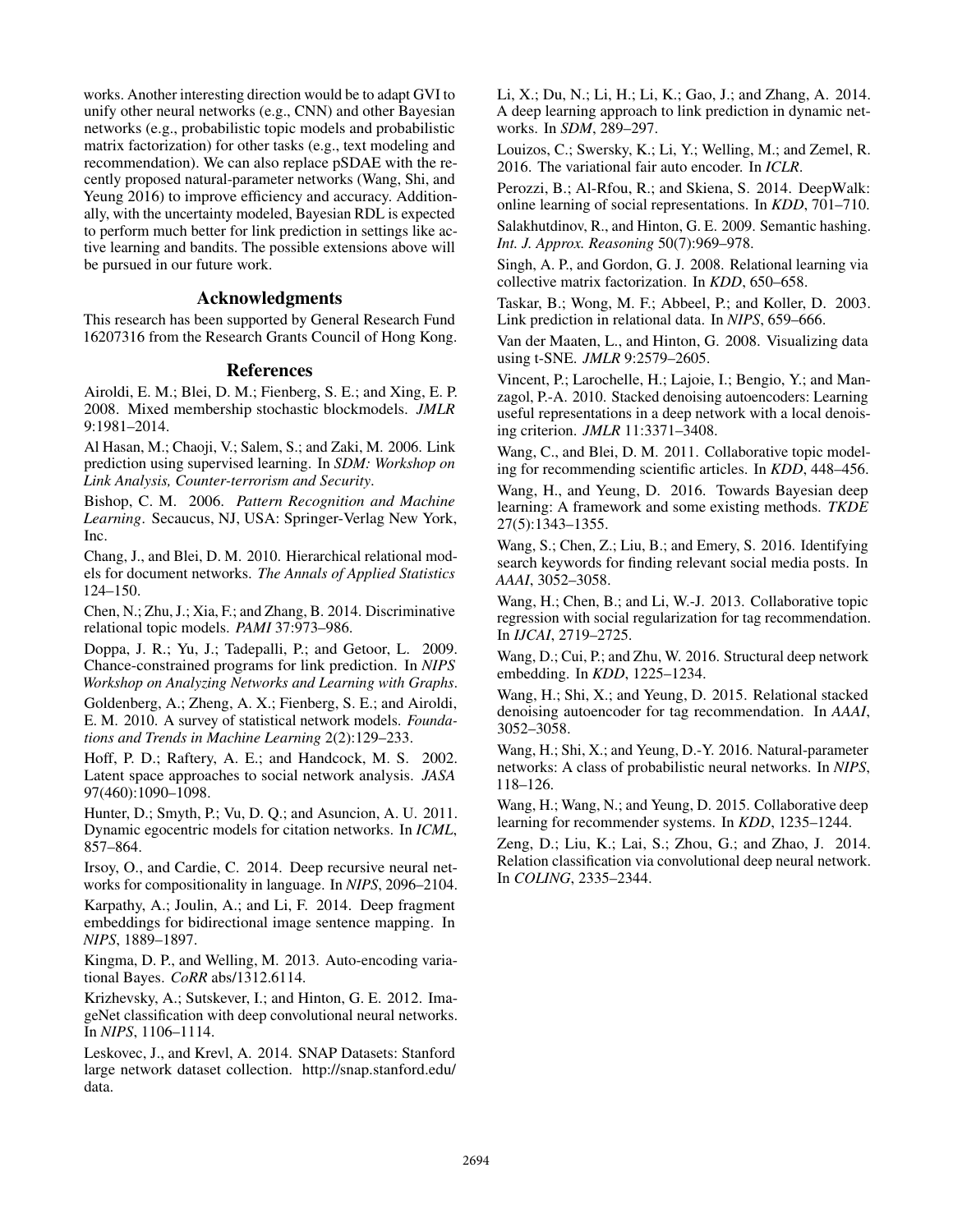works. Another interesting direction would be to adapt GVI to unify other neural networks (e.g., CNN) and other Bayesian networks (e.g., probabilistic topic models and probabilistic matrix factorization) for other tasks (e.g., text modeling and recommendation). We can also replace pSDAE with the recently proposed natural-parameter networks (Wang, Shi, and Yeung 2016) to improve efficiency and accuracy. Additionally, with the uncertainty modeled, Bayesian RDL is expected to perform much better for link prediction in settings like active learning and bandits. The possible extensions above will be pursued in our future work.

## Acknowledgments

This research has been supported by General Research Fund 16207316 from the Research Grants Council of Hong Kong.

## References

Airoldi, E. M.; Blei, D. M.; Fienberg, S. E.; and Xing, E. P. 2008. Mixed membership stochastic blockmodels. *JMLR* 9:1981–2014.

Al Hasan, M.; Chaoji, V.; Salem, S.; and Zaki, M. 2006. Link prediction using supervised learning. In *SDM: Workshop on Link Analysis, Counter-terrorism and Security*.

Bishop, C. M. 2006. *Pattern Recognition and Machine Learning*. Secaucus, NJ, USA: Springer-Verlag New York, Inc.

Chang, J., and Blei, D. M. 2010. Hierarchical relational models for document networks. *The Annals of Applied Statistics* 124–150.

Chen, N.; Zhu, J.; Xia, F.; and Zhang, B. 2014. Discriminative relational topic models. *PAMI* 37:973–986.

Doppa, J. R.; Yu, J.; Tadepalli, P.; and Getoor, L. 2009. Chance-constrained programs for link prediction. In *NIPS Workshop on Analyzing Networks and Learning with Graphs*.

Goldenberg, A.; Zheng, A. X.; Fienberg, S. E.; and Airoldi, E. M. 2010. A survey of statistical network models. *Foundations and Trends in Machine Learning* 2(2):129–233.

Hoff, P. D.; Raftery, A. E.; and Handcock, M. S. 2002. Latent space approaches to social network analysis. *JASA* 97(460):1090–1098.

Hunter, D.; Smyth, P.; Vu, D. Q.; and Asuncion, A. U. 2011. Dynamic egocentric models for citation networks. In *ICML*, 857–864.

Irsoy, O., and Cardie, C. 2014. Deep recursive neural networks for compositionality in language. In *NIPS*, 2096–2104.

Karpathy, A.; Joulin, A.; and Li, F. 2014. Deep fragment embeddings for bidirectional image sentence mapping. In *NIPS*, 1889–1897.

Kingma, D. P., and Welling, M. 2013. Auto-encoding variational Bayes. *CoRR* abs/1312.6114.

Krizhevsky, A.; Sutskever, I.; and Hinton, G. E. 2012. ImageNet classification with deep convolutional neural networks. In *NIPS*, 1106–1114.

Leskovec, J., and Krevl, A. 2014. SNAP Datasets: Stanford large network dataset collection. http://snap.stanford.edu/data.

Li, X.; Du, N.; Li, H.; Li, K.; Gao, J.; and Zhang, A. 2014. A deep learning approach to link prediction in dynamic networks. In *SDM*, 289–297.

Louizos, C.; Swersky, K.; Li, Y.; Welling, M.; and Zemel, R. 2016. The variational fair auto encoder. In *ICLR*.

Perozzi, B.; Al-Rfou, R.; and Skiena, S. 2014. DeepWalk: online learning of social representations. In *KDD*, 701–710.

Salakhutdinov, R., and Hinton, G. E. 2009. Semantic hashing. *Int. J. Approx. Reasoning* 50(7):969–978.

Singh, A. P., and Gordon, G. J. 2008. Relational learning via collective matrix factorization. In *KDD*, 650–658.

Taskar, B.; Wong, M. F.; Abbeel, P.; and Koller, D. 2003. Link prediction in relational data. In *NIPS*, 659–666.

Van der Maaten, L., and Hinton, G. 2008. Visualizing data using t-SNE. *JMLR* 9:2579–2605.

Vincent, P.; Larochelle, H.; Lajoie, I.; Bengio, Y.; and Manzagol, P.-A. 2010. Stacked denoising autoencoders: Learning useful representations in a deep network with a local denoising criterion. *JMLR* 11:3371–3408.

Wang, C., and Blei, D. M. 2011. Collaborative topic modeling for recommending scientific articles. In *KDD*, 448–456.

Wang, H., and Yeung, D. 2016. Towards Bayesian deep learning: A framework and some existing methods. *TKDE* 27(5):1343–1355.

Wang, S.; Chen, Z.; Liu, B.; and Emery, S. 2016. Identifying search keywords for finding relevant social media posts. In *AAAI*, 3052–3058.

Wang, H.; Chen, B.; and Li, W.-J. 2013. Collaborative topic regression with social regularization for tag recommendation. In *IJCAI*, 2719–2725.

Wang, D.; Cui, P.; and Zhu, W. 2016. Structural deep network embedding. In *KDD*, 1225–1234.

Wang, H.; Shi, X.; and Yeung, D. 2015. Relational stacked denoising autoencoder for tag recommendation. In *AAAI*, 3052–3058.

Wang, H.; Shi, X.; and Yeung, D.-Y. 2016. Natural-parameter networks: A class of probabilistic neural networks. In *NIPS*, 118–126.

Wang, H.; Wang, N.; and Yeung, D. 2015. Collaborative deep learning for recommender systems. In *KDD*, 1235–1244.

Zeng, D.; Liu, K.; Lai, S.; Zhou, G.; and Zhao, J. 2014. Relation classification via convolutional deep neural network. In *COLING*, 2335–2344.